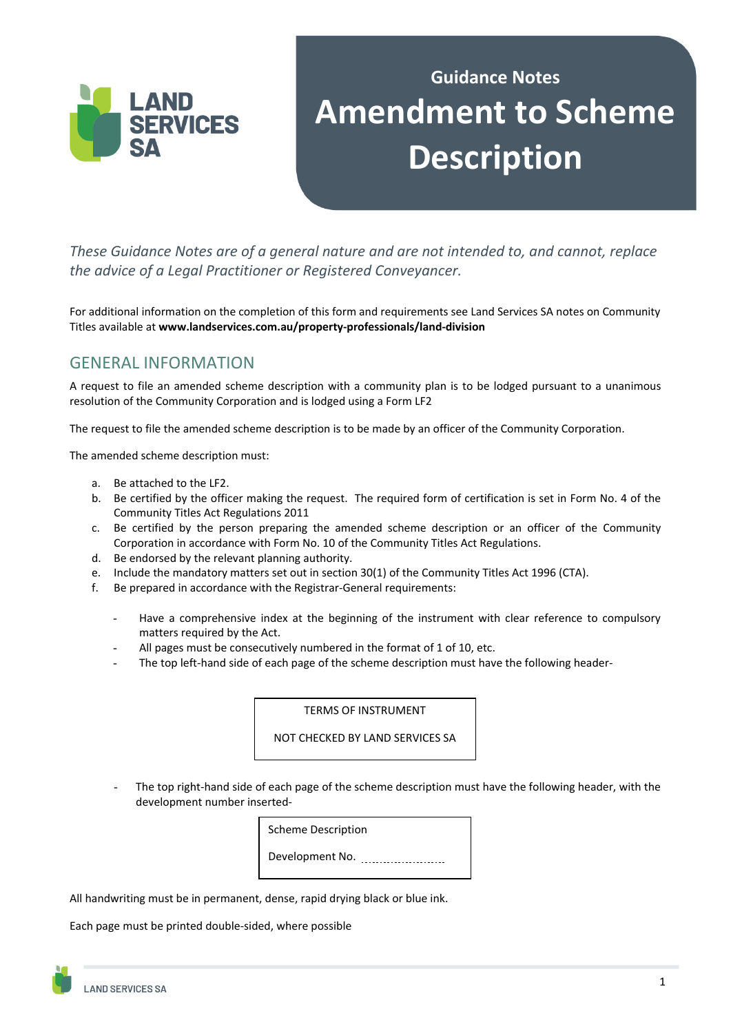Guidance Notes

# Amendment to Scheme Description

*These Guidance Notes are of a general nature and are not intended to, and cannot, replace the advice of a Legal Practitioner or Registered Conveyancer.*

For additional information on the completion of this form and requirements see Land Services SA notes on Community Titles available at **www.landservices.com.au/property-professionals/land-division**

## GENERAL INFORMATION

A request to file an amended scheme description with a community plan is to be lodged pursuant to a unanimous resolution of the Community Corporation and is lodged using a Form LF2

The request to file the amended scheme description is to be made by an officer of the Community Corporation.

The amended scheme description must:

a. Be attached to the LF2.
b. Be certified by the officer making the request. The required form of certification is set in Form No. 4 of the Community Titles Act Regulations 2011
c. Be certified by the person preparing the amended scheme description or an officer of the Community Corporation in accordance with Form No. 10 of the Community Titles Act Regulations.
d. Be endorsed by the relevant planning authority.
e. Include the mandatory matters set out in section 30(1) of the Community Titles Act 1996 (CTA).
f. Be prepared in accordance with the Registrar-General requirements:

   - Have a comprehensive index at the beginning of the instrument with clear reference to compulsory matters required by the Act.
   - All pages must be consecutively numbered in the format of 1 of 10, etc.
   - The top left-hand side of each page of the scheme description must have the following header-

| TERMS OF INSTRUMENT<br><br>NOT CHECKED BY LAND SERVICES SA |
|---|

   - The top right-hand side of each page of the scheme description must have the following header, with the development number inserted-

| Scheme Description<br><br>Development No. ........................ |
|---|

All handwriting must be in permanent, dense, rapid drying black or blue ink.

Each page must be printed double-sided, where possible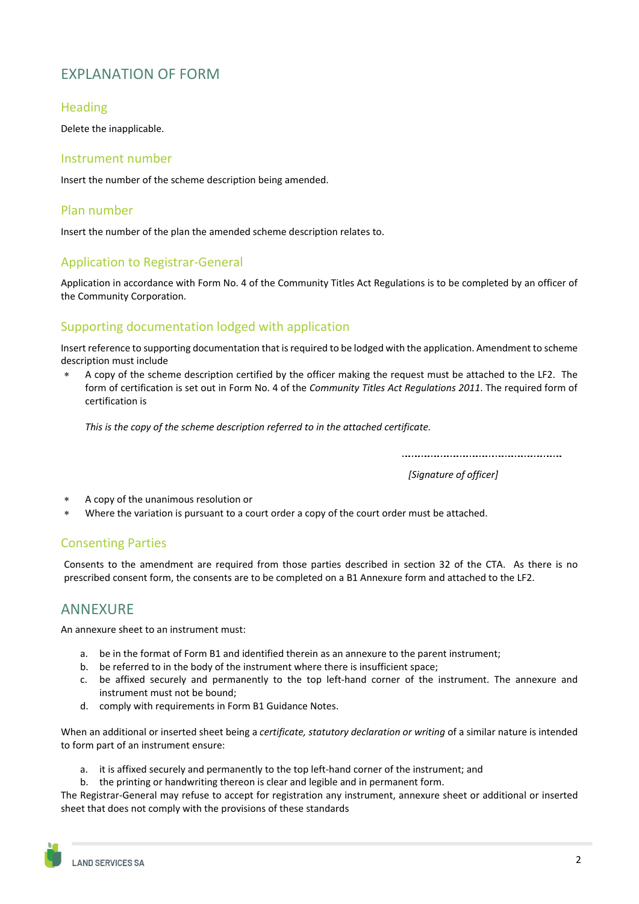# EXPLANATION OF FORM

## Heading

Delete the inapplicable.

## Instrument number

Insert the number of the scheme description being amended.

## Plan number

Insert the number of the plan the amended scheme description relates to.

## Application to Registrar-General

Application in accordance with Form No. 4 of the Community Titles Act Regulations is to be completed by an officer of the Community Corporation.

## Supporting documentation lodged with application

Insert reference to supporting documentation that is required to be lodged with the application. Amendment to scheme description must include

* A copy of the scheme description certified by the officer making the request must be attached to the LF2. The form of certification is set out in Form No. 4 of the *Community Titles Act Regulations 2011*. The required form of certification is

  *This is the copy of the scheme description referred to in the attached certificate.*

  ..................................................

  *[Signature of officer]*

* A copy of the unanimous resolution or
* Where the variation is pursuant to a court order a copy of the court order must be attached.

## Consenting Parties

Consents to the amendment are required from those parties described in section 32 of the CTA. As there is no prescribed consent form, the consents are to be completed on a B1 Annexure form and attached to the LF2.

# ANNEXURE

An annexure sheet to an instrument must:

a. be in the format of Form B1 and identified therein as an annexure to the parent instrument;
b. be referred to in the body of the instrument where there is insufficient space;
c. be affixed securely and permanently to the top left-hand corner of the instrument. The annexure and instrument must not be bound;
d. comply with requirements in Form B1 Guidance Notes.

When an additional or inserted sheet being a *certificate, statutory declaration or writing* of a similar nature is intended to form part of an instrument ensure:

a. it is affixed securely and permanently to the top left-hand corner of the instrument; and
b. the printing or handwriting thereon is clear and legible and in permanent form.

The Registrar-General may refuse to accept for registration any instrument, annexure sheet or additional or inserted sheet that does not comply with the provisions of these standards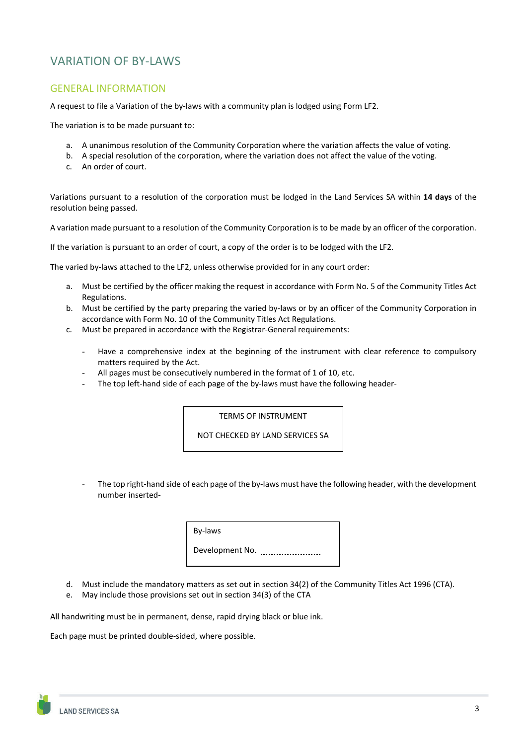# VARIATION OF BY-LAWS

## GENERAL INFORMATION

A request to file a Variation of the by-laws with a community plan is lodged using Form LF2.

The variation is to be made pursuant to:

a. A unanimous resolution of the Community Corporation where the variation affects the value of voting.
b. A special resolution of the corporation, where the variation does not affect the value of the voting.
c. An order of court.

Variations pursuant to a resolution of the corporation must be lodged in the Land Services SA within **14 days** of the resolution being passed.

A variation made pursuant to a resolution of the Community Corporation is to be made by an officer of the corporation.

If the variation is pursuant to an order of court, a copy of the order is to be lodged with the LF2.

The varied by-laws attached to the LF2, unless otherwise provided for in any court order:

a. Must be certified by the officer making the request in accordance with Form No. 5 of the Community Titles Act Regulations.
b. Must be certified by the party preparing the varied by-laws or by an officer of the Community Corporation in accordance with Form No. 10 of the Community Titles Act Regulations.
c. Must be prepared in accordance with the Registrar-General requirements:

   - Have a comprehensive index at the beginning of the instrument with clear reference to compulsory matters required by the Act.
   - All pages must be consecutively numbered in the format of 1 of 10, etc.
   - The top left-hand side of each page of the by-laws must have the following header-

     | TERMS OF INSTRUMENT<br><br>NOT CHECKED BY LAND SERVICES SA |
     |---|

   - The top right-hand side of each page of the by-laws must have the following header, with the development number inserted-

     | By-laws<br><br>Development No. .......................... |
     |---|

d. Must include the mandatory matters as set out in section 34(2) of the Community Titles Act 1996 (CTA).
e. May include those provisions set out in section 34(3) of the CTA

All handwriting must be in permanent, dense, rapid drying black or blue ink.

Each page must be printed double-sided, where possible.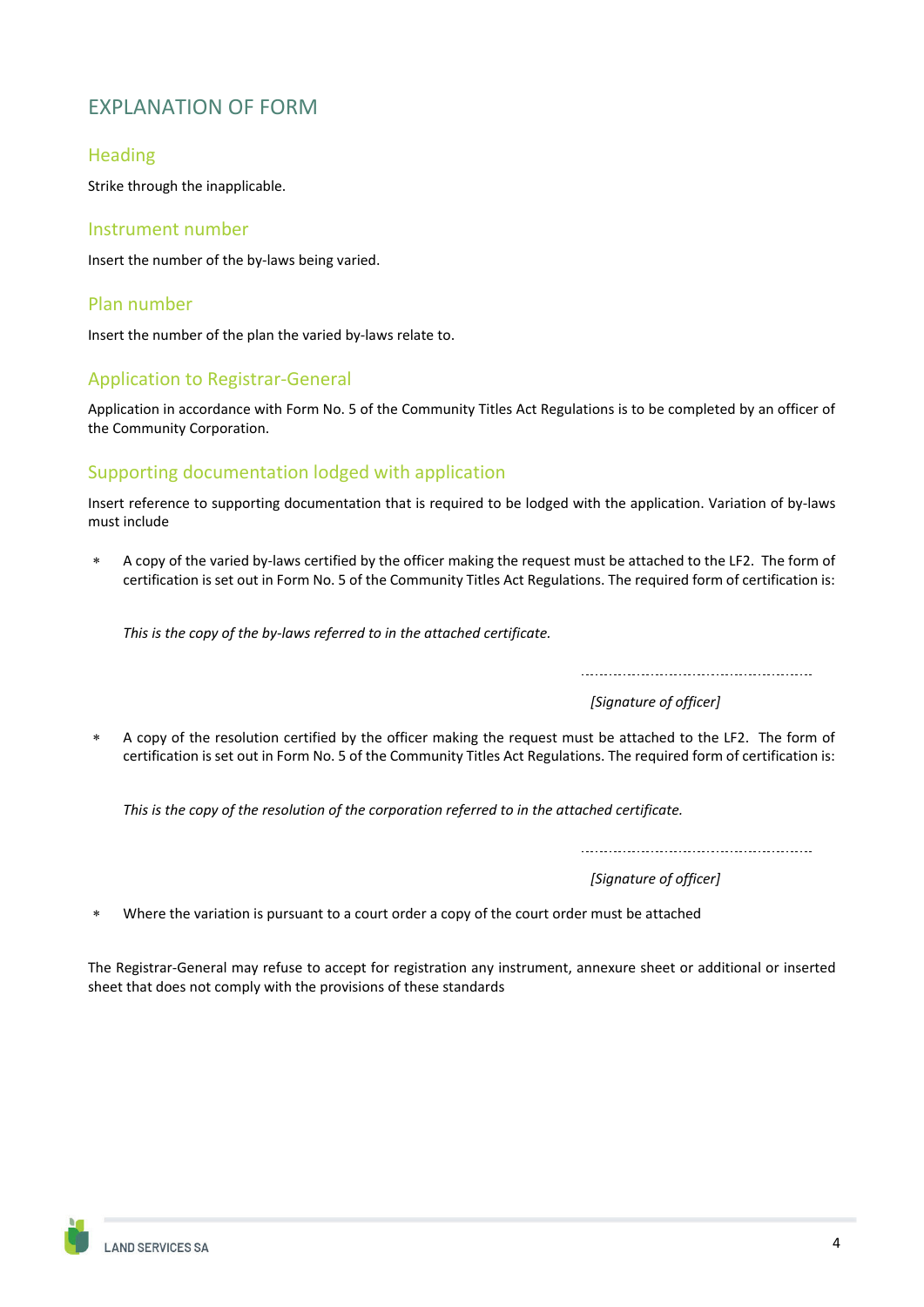# EXPLANATION OF FORM

## Heading

Strike through the inapplicable.

## Instrument number

Insert the number of the by-laws being varied.

## Plan number

Insert the number of the plan the varied by-laws relate to.

## Application to Registrar-General

Application in accordance with Form No. 5 of the Community Titles Act Regulations is to be completed by an officer of the Community Corporation.

## Supporting documentation lodged with application

Insert reference to supporting documentation that is required to be lodged with the application. Variation of by-laws must include

* A copy of the varied by-laws certified by the officer making the request must be attached to the LF2. The form of certification is set out in Form No. 5 of the Community Titles Act Regulations. The required form of certification is:

  *This is the copy of the by-laws referred to in the attached certificate.*

  ..........................................................

  *[Signature of officer]*

* A copy of the resolution certified by the officer making the request must be attached to the LF2. The form of certification is set out in Form No. 5 of the Community Titles Act Regulations. The required form of certification is:

  *This is the copy of the resolution of the corporation referred to in the attached certificate.*

  ..........................................................

  *[Signature of officer]*

* Where the variation is pursuant to a court order a copy of the court order must be attached

The Registrar-General may refuse to accept for registration any instrument, annexure sheet or additional or inserted sheet that does not comply with the provisions of these standards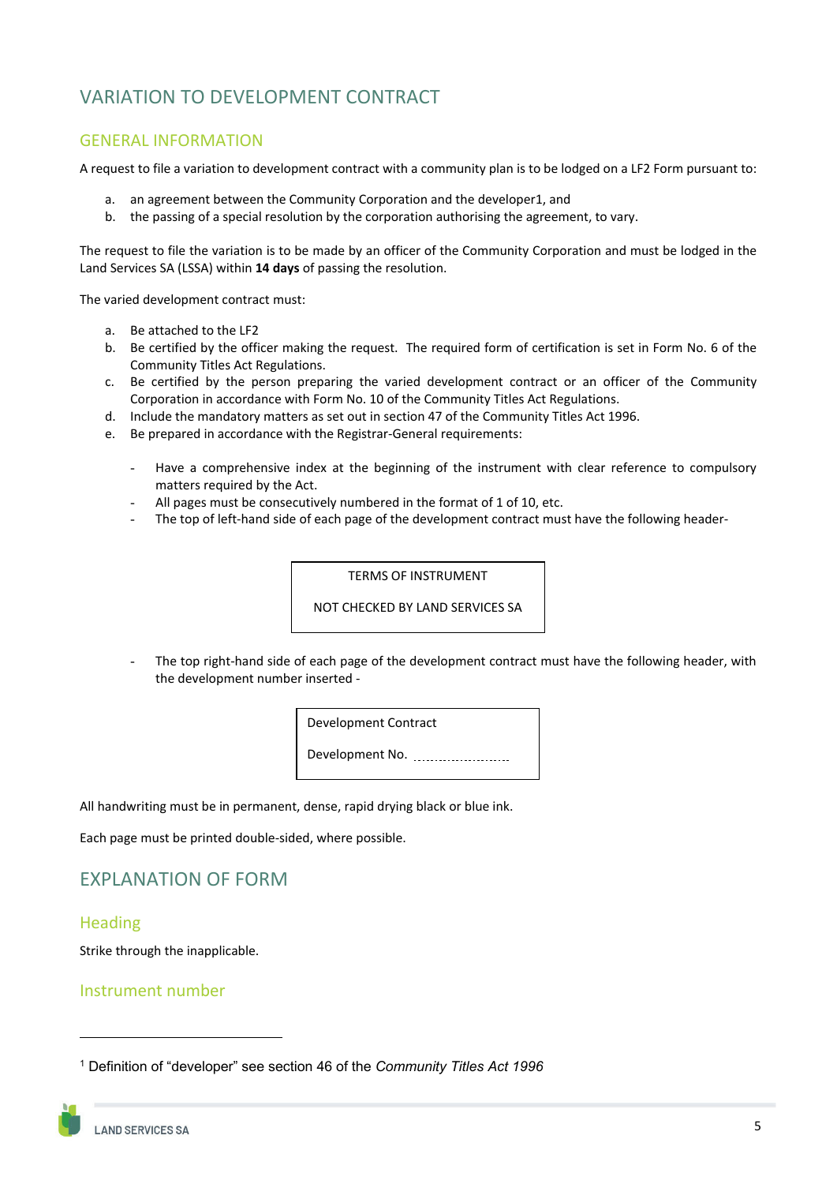## VARIATION TO DEVELOPMENT CONTRACT

### GENERAL INFORMATION

A request to file a variation to development contract with a community plan is to be lodged on a LF2 Form pursuant to:

a. an agreement between the Community Corporation and the developer[1], and
b. the passing of a special resolution by the corporation authorising the agreement, to vary.

The request to file the variation is to be made by an officer of the Community Corporation and must be lodged in the Land Services SA (LSSA) within **14 days** of passing the resolution.

The varied development contract must:

a. Be attached to the LF2
b. Be certified by the officer making the request. The required form of certification is set in Form No. 6 of the Community Titles Act Regulations.
c. Be certified by the person preparing the varied development contract or an officer of the Community Corporation in accordance with Form No. 10 of the Community Titles Act Regulations.
d. Include the mandatory matters as set out in section 47 of the Community Titles Act 1996.
e. Be prepared in accordance with the Registrar-General requirements:
   - Have a comprehensive index at the beginning of the instrument with clear reference to compulsory matters required by the Act.
   - All pages must be consecutively numbered in the format of 1 of 10, etc.
   - The top of left-hand side of each page of the development contract must have the following header-

| TERMS OF INSTRUMENT<br><br>NOT CHECKED BY LAND SERVICES SA |
|---|

   - The top right-hand side of each page of the development contract must have the following header, with the development number inserted -

| Development Contract<br><br>Development No. .......................... |
|---|

All handwriting must be in permanent, dense, rapid drying black or blue ink.

Each page must be printed double-sided, where possible.

## EXPLANATION OF FORM

### Heading

Strike through the inapplicable.

### Instrument number

---

[1] Definition of "developer" see section 46 of the *Community Titles Act 1996*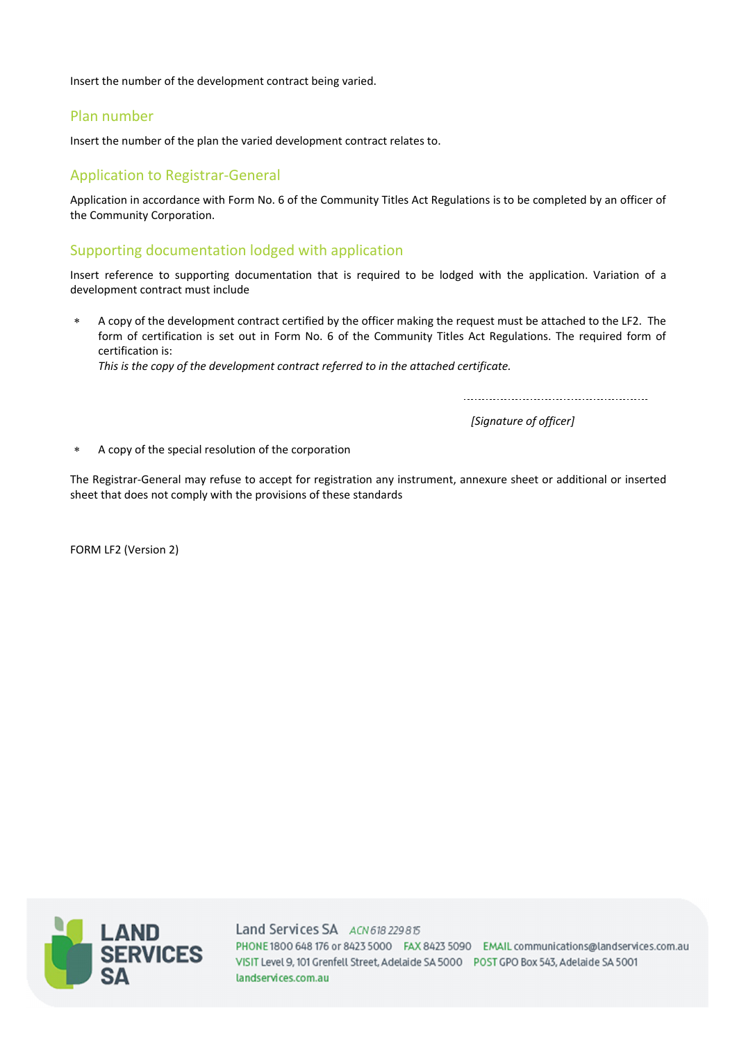Insert the number of the development contract being varied.

## Plan number

Insert the number of the plan the varied development contract relates to.

## Application to Registrar-General

Application in accordance with Form No. 6 of the Community Titles Act Regulations is to be completed by an officer of the Community Corporation.

## Supporting documentation lodged with application

Insert reference to supporting documentation that is required to be lodged with the application. Variation of a development contract must include

* A copy of the development contract certified by the officer making the request must be attached to the LF2. The form of certification is set out in Form No. 6 of the Community Titles Act Regulations. The required form of certification is:
  *This is the copy of the development contract referred to in the attached certificate.*

  ..........................................................

  *[Signature of officer]*

* A copy of the special resolution of the corporation

The Registrar-General may refuse to accept for registration any instrument, annexure sheet or additional or inserted sheet that does not comply with the provisions of these standards

FORM LF2 (Version 2)

LAND SERVICES SA

Land Services SA ACN 618 229 815
PHONE 1800 648 176 or 8423 5000 FAX 8423 5090 EMAIL communications@landservices.com.au
VISIT Level 9, 101 Grenfell Street, Adelaide SA 5000 POST GPO Box 543, Adelaide SA 5001
landservices.com.au